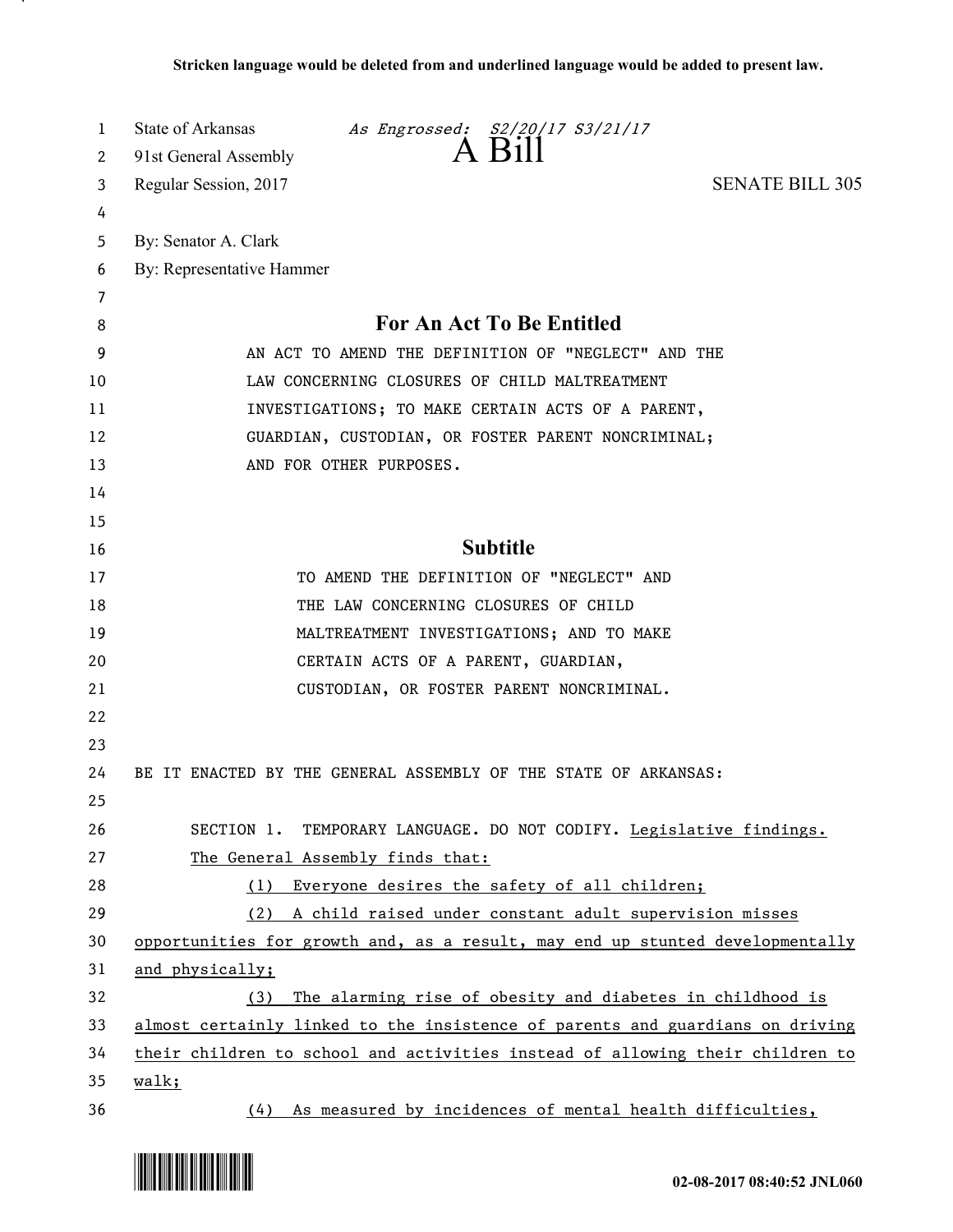Stricken language would be deleted from and underlined language would be added to present law.

State of Arkansas *As Engrossed: S2/20/17 S3/21/17*
91st General Assembly
# A Bill
Regular Session, 2017 SENATE BILL 305

By: Senator A. Clark
By: Representative Hammer

## For An Act To Be Entitled

AN ACT TO AMEND THE DEFINITION OF "NEGLECT" AND THE LAW CONCERNING CLOSURES OF CHILD MALTREATMENT INVESTIGATIONS; TO MAKE CERTAIN ACTS OF A PARENT, GUARDIAN, CUSTODIAN, OR FOSTER PARENT NONCRIMINAL; AND FOR OTHER PURPOSES.

## Subtitle

TO AMEND THE DEFINITION OF "NEGLECT" AND THE LAW CONCERNING CLOSURES OF CHILD MALTREATMENT INVESTIGATIONS; AND TO MAKE CERTAIN ACTS OF A PARENT, GUARDIAN, CUSTODIAN, OR FOSTER PARENT NONCRIMINAL.

BE IT ENACTED BY THE GENERAL ASSEMBLY OF THE STATE OF ARKANSAS:

SECTION 1. TEMPORARY LANGUAGE. DO NOT CODIFY. <u>Legislative findings. The General Assembly finds that:</u>

<u>(1) Everyone desires the safety of all children;</u>

<u>(2) A child raised under constant adult supervision misses opportunities for growth and, as a result, may end up stunted developmentally and physically;</u>

<u>(3) The alarming rise of obesity and diabetes in childhood is almost certainly linked to the insistence of parents and guardians on driving their children to school and activities instead of allowing their children to walk;</u>

<u>(4) As measured by incidences of mental health difficulties,</u>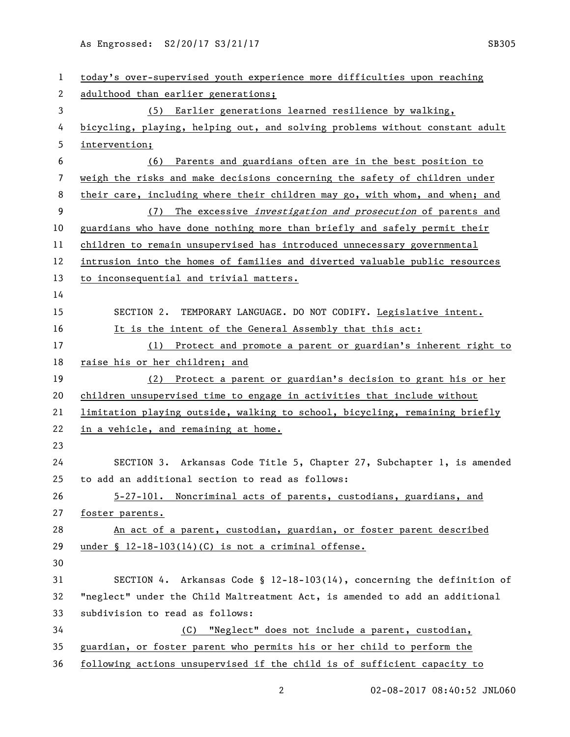today's over-supervised youth experience more difficulties upon reaching adulthood than earlier generations;

(5) Earlier generations learned resilience by walking, bicycling, playing, helping out, and solving problems without constant adult intervention;

(6) Parents and guardians often are in the best position to weigh the risks and make decisions concerning the safety of children under their care, including where their children may go, with whom, and when; and

(7) The excessive *investigation and prosecution* of parents and guardians who have done nothing more than briefly and safely permit their children to remain unsupervised has introduced unnecessary governmental intrusion into the homes of families and diverted valuable public resources to inconsequential and trivial matters.

SECTION 2. TEMPORARY LANGUAGE. DO NOT CODIFY. Legislative intent.

It is the intent of the General Assembly that this act:

(1) Protect and promote a parent or guardian's inherent right to raise his or her children; and

(2) Protect a parent or guardian's decision to grant his or her children unsupervised time to engage in activities that include without limitation playing outside, walking to school, bicycling, remaining briefly in a vehicle, and remaining at home.

SECTION 3. Arkansas Code Title 5, Chapter 27, Subchapter 1, is amended to add an additional section to read as follows:

5-27-101. Noncriminal acts of parents, custodians, guardians, and foster parents.

An act of a parent, custodian, guardian, or foster parent described under § 12-18-103(14)(C) is not a criminal offense.

SECTION 4. Arkansas Code § 12-18-103(14), concerning the definition of "neglect" under the Child Maltreatment Act, is amended to add an additional subdivision to read as follows:

(C) "Neglect" does not include a parent, custodian, guardian, or foster parent who permits his or her child to perform the following actions unsupervised if the child is of sufficient capacity to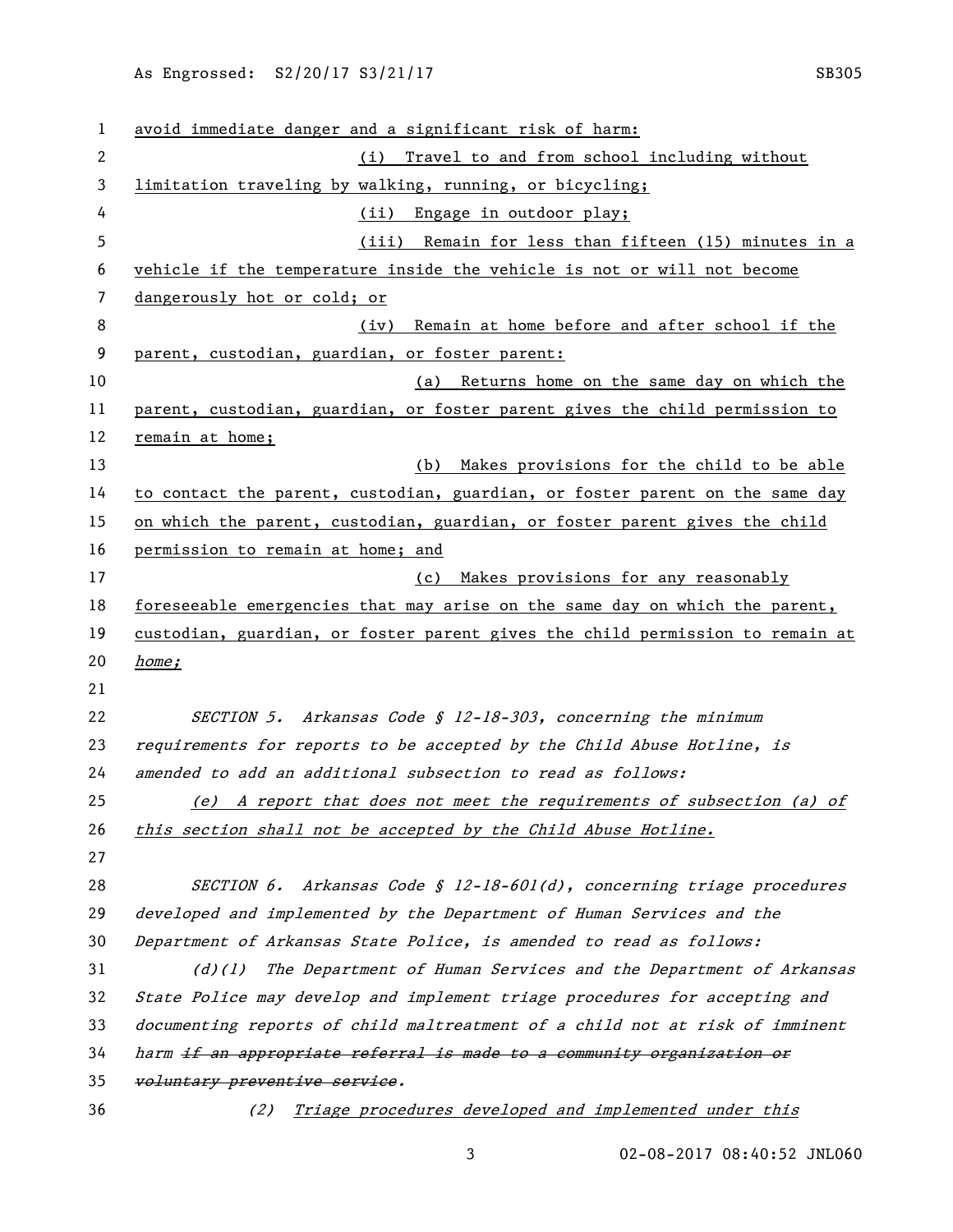avoid immediate danger and a significant risk of harm:

(i) Travel to and from school including without limitation traveling by walking, running, or bicycling;

(ii) Engage in outdoor play;

(iii) Remain for less than fifteen (15) minutes in a vehicle if the temperature inside the vehicle is not or will not become dangerously hot or cold; or

(iv) Remain at home before and after school if the parent, custodian, guardian, or foster parent:

(a) Returns home on the same day on which the parent, custodian, guardian, or foster parent gives the child permission to remain at home;

(b) Makes provisions for the child to be able to contact the parent, custodian, guardian, or foster parent on the same day on which the parent, custodian, guardian, or foster parent gives the child permission to remain at home; and

(c) Makes provisions for any reasonably foreseeable emergencies that may arise on the same day on which the parent, custodian, guardian, or foster parent gives the child permission to remain at *home;*

*SECTION 5. Arkansas Code § 12-18-303, concerning the minimum requirements for reports to be accepted by the Child Abuse Hotline, is amended to add an additional subsection to read as follows:*

*(e) A report that does not meet the requirements of subsection (a) of this section shall not be accepted by the Child Abuse Hotline.*

*SECTION 6. Arkansas Code § 12-18-601(d), concerning triage procedures developed and implemented by the Department of Human Services and the Department of Arkansas State Police, is amended to read as follows:*

*(d)(1) The Department of Human Services and the Department of Arkansas State Police may develop and implement triage procedures for accepting and documenting reports of child maltreatment of a child not at risk of imminent harm ~~if an appropriate referral is made to a community organization or voluntary preventive service~~.*

*(2) Triage procedures developed and implemented under this*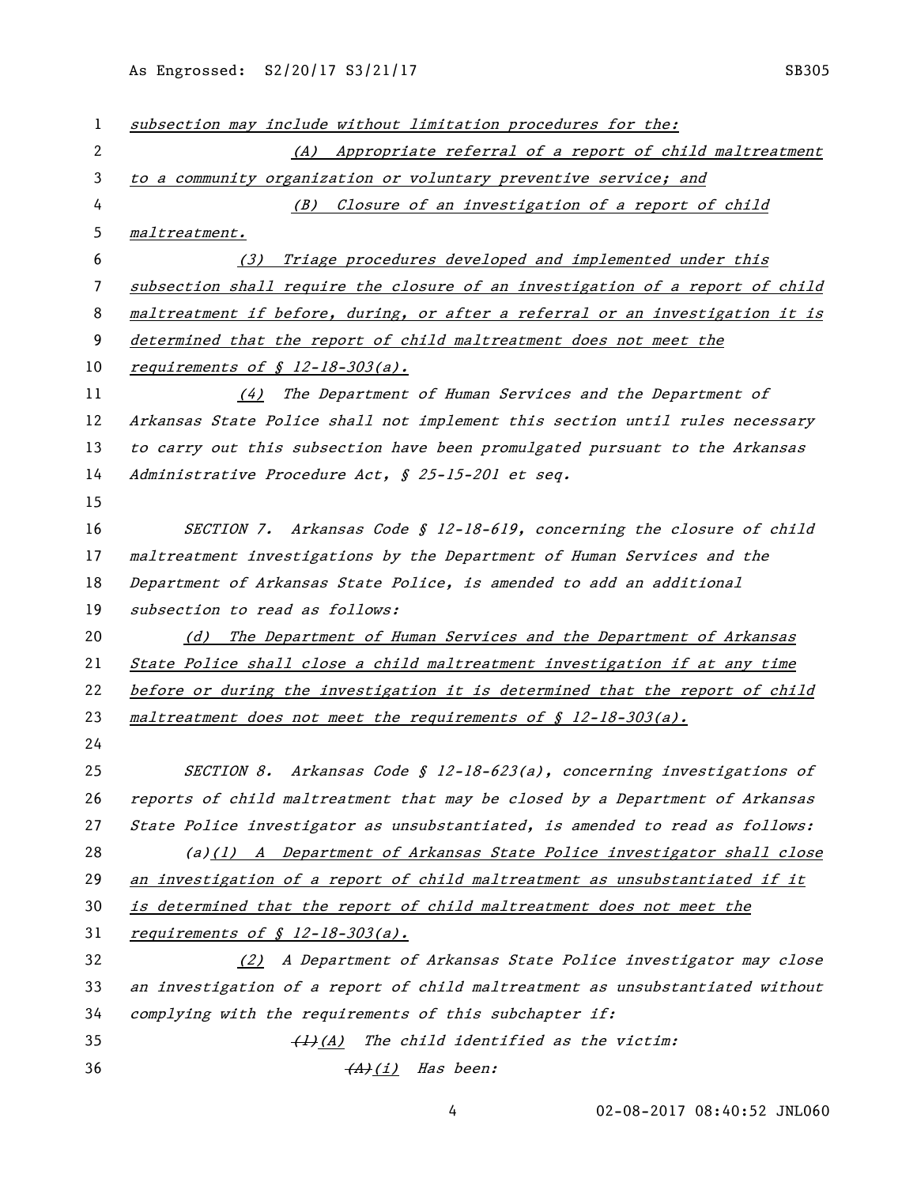subsection may include without limitation procedures for the:

(A) Appropriate referral of a report of child maltreatment to a community organization or voluntary preventive service; and

(B) Closure of an investigation of a report of child maltreatment.

(3) Triage procedures developed and implemented under this subsection shall require the closure of an investigation of a report of child maltreatment if before, during, or after a referral or an investigation it is determined that the report of child maltreatment does not meet the requirements of § 12-18-303(a).

(4) The Department of Human Services and the Department of Arkansas State Police shall not implement this section until rules necessary to carry out this subsection have been promulgated pursuant to the Arkansas Administrative Procedure Act, § 25-15-201 et seq.

SECTION 7. Arkansas Code § 12-18-619, concerning the closure of child maltreatment investigations by the Department of Human Services and the Department of Arkansas State Police, is amended to add an additional subsection to read as follows:

(d) The Department of Human Services and the Department of Arkansas State Police shall close a child maltreatment investigation if at any time before or during the investigation it is determined that the report of child maltreatment does not meet the requirements of § 12-18-303(a).

SECTION 8. Arkansas Code § 12-18-623(a), concerning investigations of reports of child maltreatment that may be closed by a Department of Arkansas State Police investigator as unsubstantiated, is amended to read as follows:

(a)(1) A Department of Arkansas State Police investigator shall close an investigation of a report of child maltreatment as unsubstantiated if it is determined that the report of child maltreatment does not meet the requirements of § 12-18-303(a).

(2) A Department of Arkansas State Police investigator may close an investigation of a report of child maltreatment as unsubstantiated without complying with the requirements of this subchapter if:

~~(1)~~(A) The child identified as the victim:

~~(A)~~(i) Has been: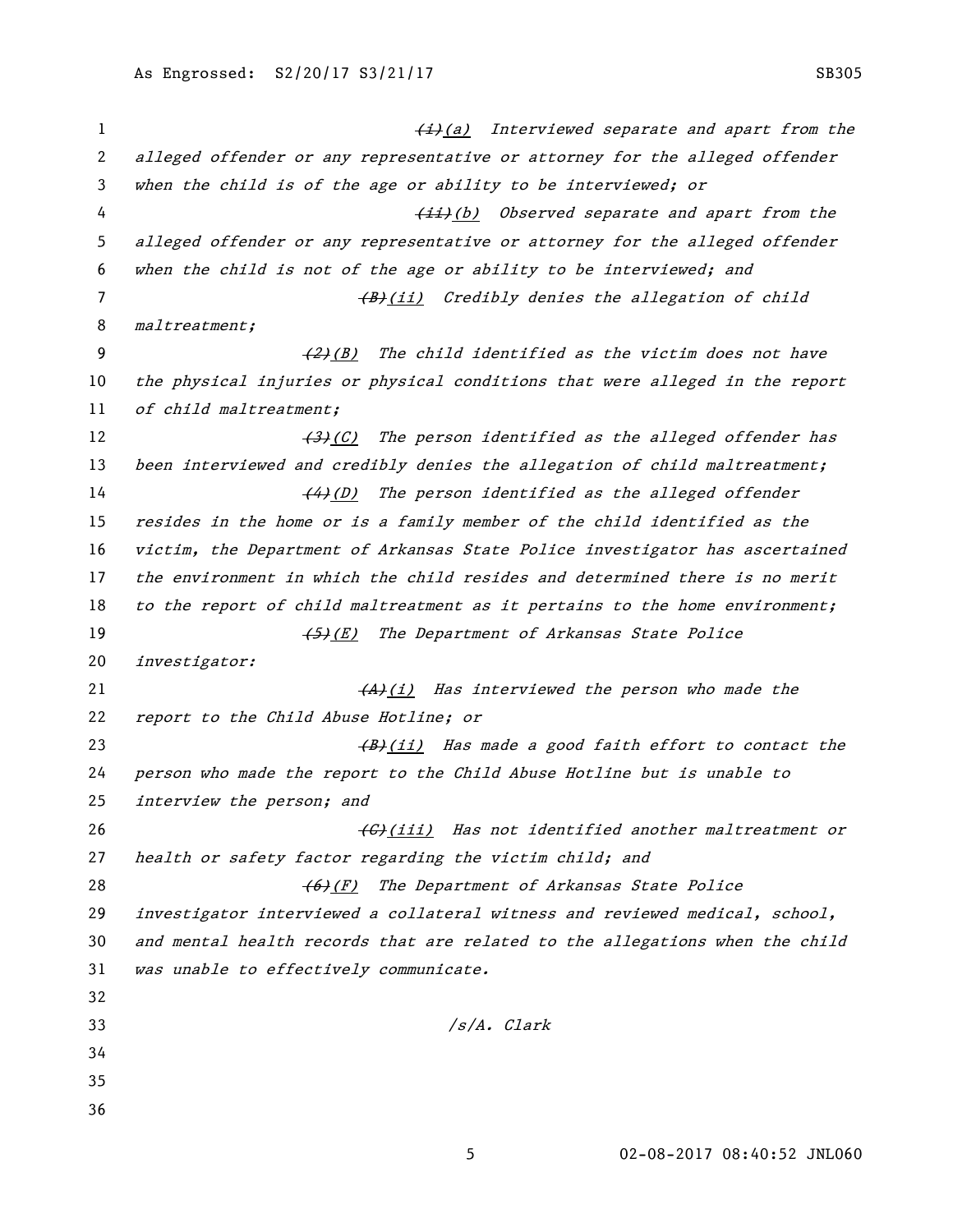~~(i)~~(a) Interviewed separate and apart from the alleged offender or any representative or attorney for the alleged offender when the child is of the age or ability to be interviewed; or

~~(ii)~~(b) Observed separate and apart from the alleged offender or any representative or attorney for the alleged offender when the child is not of the age or ability to be interviewed; and

~~(B)~~(ii) Credibly denies the allegation of child maltreatment;

~~(2)~~(B) The child identified as the victim does not have the physical injuries or physical conditions that were alleged in the report of child maltreatment;

~~(3)~~(C) The person identified as the alleged offender has been interviewed and credibly denies the allegation of child maltreatment;

~~(4)~~(D) The person identified as the alleged offender resides in the home or is a family member of the child identified as the victim, the Department of Arkansas State Police investigator has ascertained the environment in which the child resides and determined there is no merit to the report of child maltreatment as it pertains to the home environment;

~~(5)~~(E) The Department of Arkansas State Police investigator:

~~(A)~~(i) Has interviewed the person who made the report to the Child Abuse Hotline; or

~~(B)~~(ii) Has made a good faith effort to contact the person who made the report to the Child Abuse Hotline but is unable to interview the person; and

~~(C)~~(iii) Has not identified another maltreatment or health or safety factor regarding the victim child; and

~~(6)~~(F) The Department of Arkansas State Police investigator interviewed a collateral witness and reviewed medical, school, and mental health records that are related to the allegations when the child was unable to effectively communicate.

/s/A. Clark